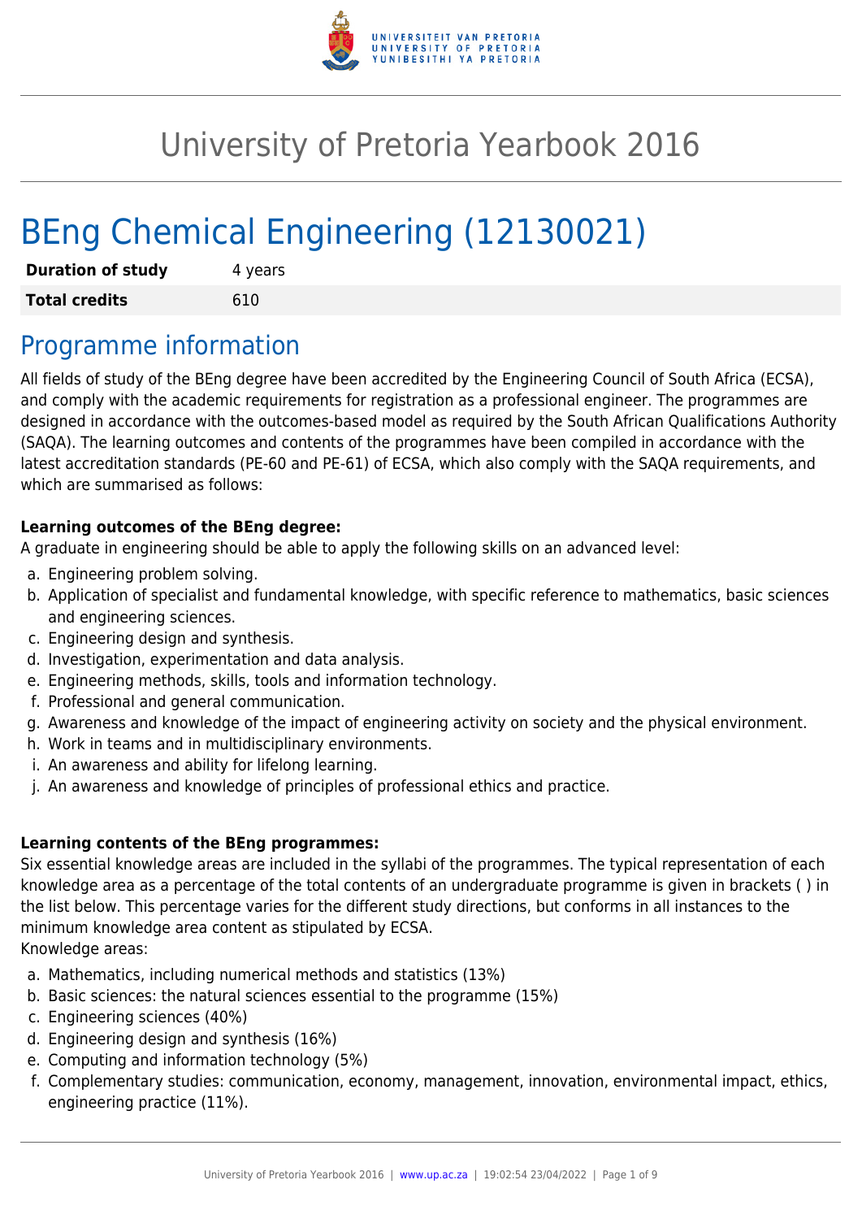# University of Pretoria Yearbook 2016

# BEng Chemical Engineering (12130021)

| | |
|---|---|
| **Duration of study** | 4 years |
| **Total credits** | 610 |

## Programme information

All fields of study of the BEng degree have been accredited by the Engineering Council of South Africa (ECSA), and comply with the academic requirements for registration as a professional engineer. The programmes are designed in accordance with the outcomes-based model as required by the South African Qualifications Authority (SAQA). The learning outcomes and contents of the programmes have been compiled in accordance with the latest accreditation standards (PE-60 and PE-61) of ECSA, which also comply with the SAQA requirements, and which are summarised as follows:

**Learning outcomes of the BEng degree:**
A graduate in engineering should be able to apply the following skills on an advanced level:

a. Engineering problem solving.
b. Application of specialist and fundamental knowledge, with specific reference to mathematics, basic sciences and engineering sciences.
c. Engineering design and synthesis.
d. Investigation, experimentation and data analysis.
e. Engineering methods, skills, tools and information technology.
f. Professional and general communication.
g. Awareness and knowledge of the impact of engineering activity on society and the physical environment.
h. Work in teams and in multidisciplinary environments.
i. An awareness and ability for lifelong learning.
j. An awareness and knowledge of principles of professional ethics and practice.

**Learning contents of the BEng programmes:**
Six essential knowledge areas are included in the syllabi of the programmes. The typical representation of each knowledge area as a percentage of the total contents of an undergraduate programme is given in brackets ( ) in the list below. This percentage varies for the different study directions, but conforms in all instances to the minimum knowledge area content as stipulated by ECSA.
Knowledge areas:

a. Mathematics, including numerical methods and statistics (13%)
b. Basic sciences: the natural sciences essential to the programme (15%)
c. Engineering sciences (40%)
d. Engineering design and synthesis (16%)
e. Computing and information technology (5%)
f. Complementary studies: communication, economy, management, innovation, environmental impact, ethics, engineering practice (11%).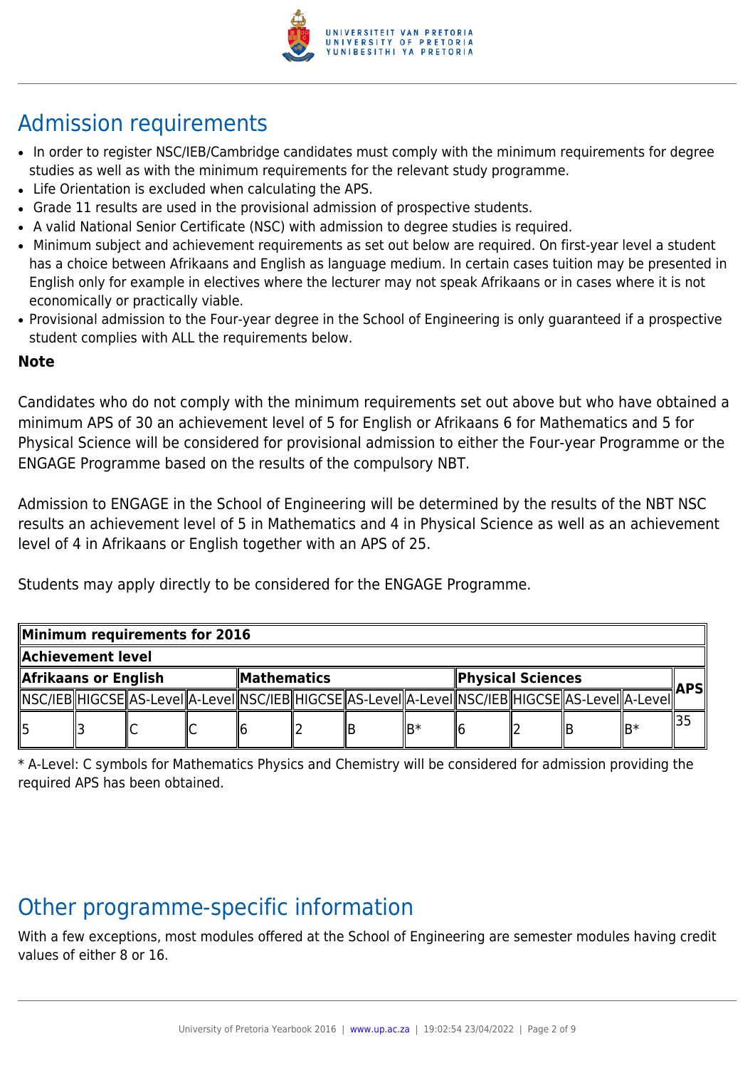## Admission requirements

- In order to register NSC/IEB/Cambridge candidates must comply with the minimum requirements for degree studies as well as with the minimum requirements for the relevant study programme.
- Life Orientation is excluded when calculating the APS.
- Grade 11 results are used in the provisional admission of prospective students.
- A valid National Senior Certificate (NSC) with admission to degree studies is required.
- Minimum subject and achievement requirements as set out below are required. On first-year level a student has a choice between Afrikaans and English as language medium. In certain cases tuition may be presented in English only for example in electives where the lecturer may not speak Afrikaans or in cases where it is not economically or practically viable.
- Provisional admission to the Four-year degree in the School of Engineering is only guaranteed if a prospective student complies with ALL the requirements below.

**Note**

Candidates who do not comply with the minimum requirements set out above but who have obtained a minimum APS of 30 an achievement level of 5 for English or Afrikaans 6 for Mathematics and 5 for Physical Science will be considered for provisional admission to either the Four-year Programme or the ENGAGE Programme based on the results of the compulsory NBT.

Admission to ENGAGE in the School of Engineering will be determined by the results of the NBT NSC results an achievement level of 5 in Mathematics and 4 in Physical Science as well as an achievement level of 4 in Afrikaans or English together with an APS of 25.

Students may apply directly to be considered for the ENGAGE Programme.

| **Minimum requirements for 2016** | | | | | | | | | | | | |
|---|---|---|---|---|---|---|---|---|---|---|---|---|
| **Achievement level** | | | | | | | | | | | | |
| **Afrikaans or English** | | | | **Mathematics** | | | | **Physical Sciences** | | | | **APS** |
| NSC/IEB | HIGCSE | AS-Level | A-Level | NSC/IEB | HIGCSE | AS-Level | A-Level | NSC/IEB | HIGCSE | AS-Level | A-Level | |
| 5 | 3 | C | C | 6 | 2 | B | B* | 6 | 2 | B | B* | 35 |

* A-Level: C symbols for Mathematics Physics and Chemistry will be considered for admission providing the required APS has been obtained.

## Other programme-specific information

With a few exceptions, most modules offered at the School of Engineering are semester modules having credit values of either 8 or 16.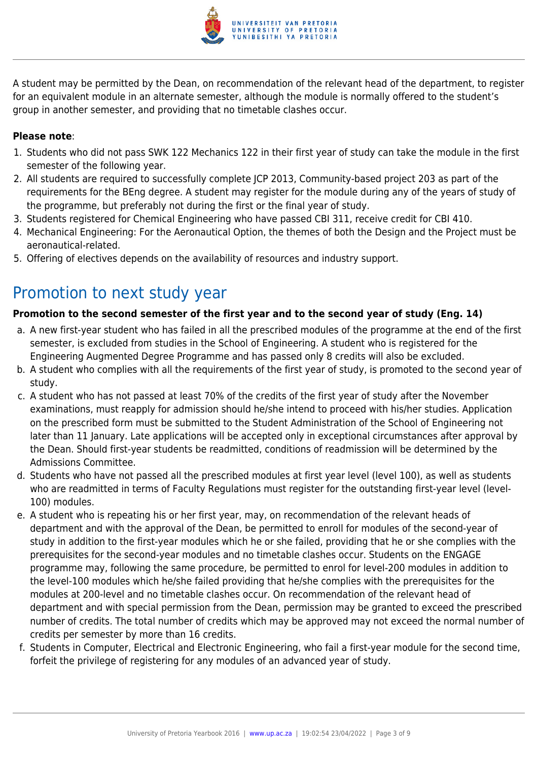A student may be permitted by the Dean, on recommendation of the relevant head of the department, to register for an equivalent module in an alternate semester, although the module is normally offered to the student's group in another semester, and providing that no timetable clashes occur.

**Please note**:

1. Students who did not pass SWK 122 Mechanics 122 in their first year of study can take the module in the first semester of the following year.
2. All students are required to successfully complete JCP 2013, Community-based project 203 as part of the requirements for the BEng degree. A student may register for the module during any of the years of study of the programme, but preferably not during the first or the final year of study.
3. Students registered for Chemical Engineering who have passed CBI 311, receive credit for CBI 410.
4. Mechanical Engineering: For the Aeronautical Option, the themes of both the Design and the Project must be aeronautical-related.
5. Offering of electives depends on the availability of resources and industry support.

# Promotion to next study year

**Promotion to the second semester of the first year and to the second year of study (Eng. 14)**

a. A new first-year student who has failed in all the prescribed modules of the programme at the end of the first semester, is excluded from studies in the School of Engineering. A student who is registered for the Engineering Augmented Degree Programme and has passed only 8 credits will also be excluded.
b. A student who complies with all the requirements of the first year of study, is promoted to the second year of study.
c. A student who has not passed at least 70% of the credits of the first year of study after the November examinations, must reapply for admission should he/she intend to proceed with his/her studies. Application on the prescribed form must be submitted to the Student Administration of the School of Engineering not later than 11 January. Late applications will be accepted only in exceptional circumstances after approval by the Dean. Should first-year students be readmitted, conditions of readmission will be determined by the Admissions Committee.
d. Students who have not passed all the prescribed modules at first year level (level 100), as well as students who are readmitted in terms of Faculty Regulations must register for the outstanding first-year level (level-100) modules.
e. A student who is repeating his or her first year, may, on recommendation of the relevant heads of department and with the approval of the Dean, be permitted to enroll for modules of the second-year of study in addition to the first-year modules which he or she failed, providing that he or she complies with the prerequisites for the second-year modules and no timetable clashes occur. Students on the ENGAGE programme may, following the same procedure, be permitted to enrol for level-200 modules in addition to the level-100 modules which he/she failed providing that he/she complies with the prerequisites for the modules at 200-level and no timetable clashes occur. On recommendation of the relevant head of department and with special permission from the Dean, permission may be granted to exceed the prescribed number of credits. The total number of credits which may be approved may not exceed the normal number of credits per semester by more than 16 credits.
f. Students in Computer, Electrical and Electronic Engineering, who fail a first-year module for the second time, forfeit the privilege of registering for any modules of an advanced year of study.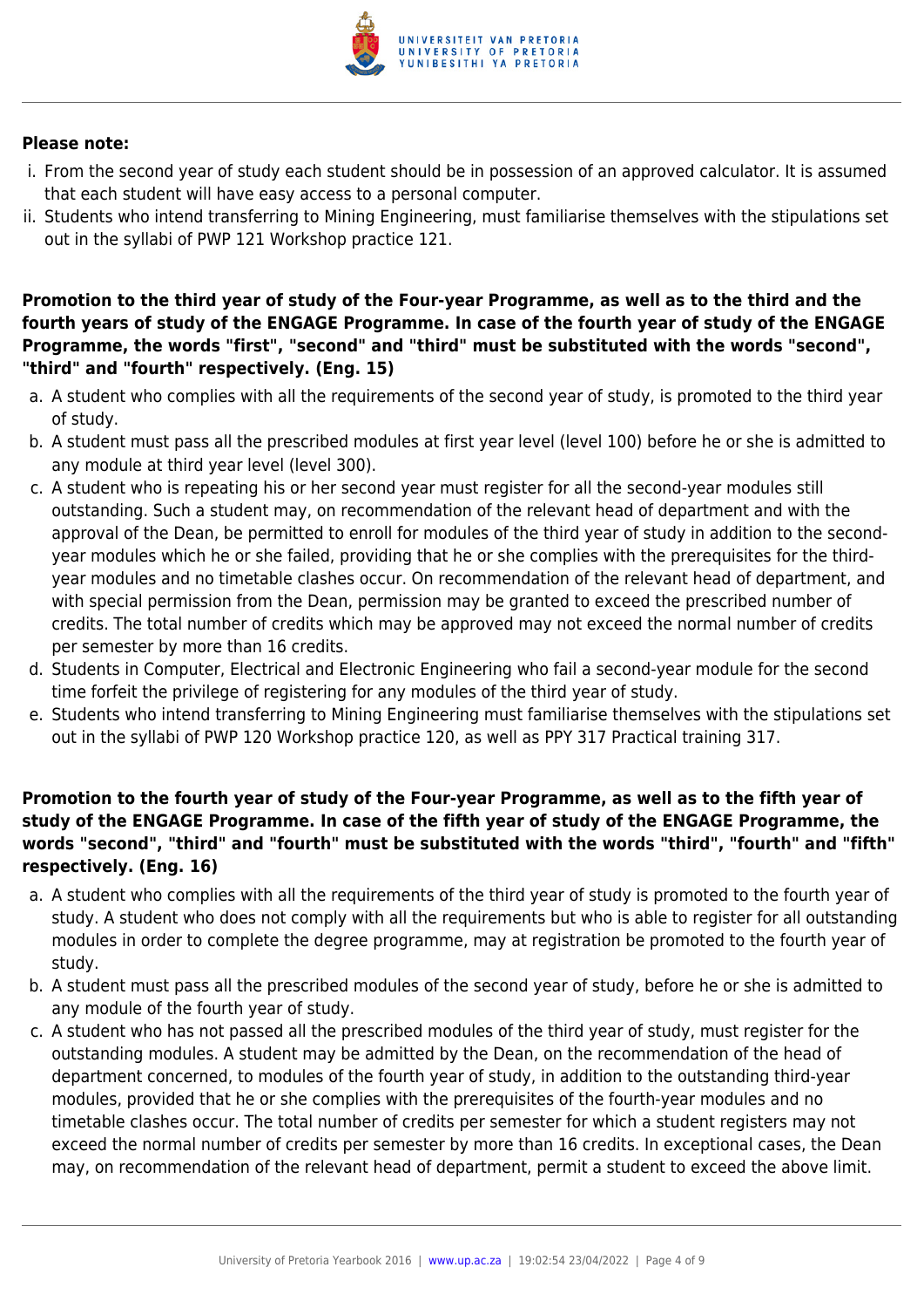**Please note:**

i. From the second year of study each student should be in possession of an approved calculator. It is assumed that each student will have easy access to a personal computer.
ii. Students who intend transferring to Mining Engineering, must familiarise themselves with the stipulations set out in the syllabi of PWP 121 Workshop practice 121.

**Promotion to the third year of study of the Four-year Programme, as well as to the third and the fourth years of study of the ENGAGE Programme. In case of the fourth year of study of the ENGAGE Programme, the words "first", "second" and "third" must be substituted with the words "second", "third" and "fourth" respectively. (Eng. 15)**

a. A student who complies with all the requirements of the second year of study, is promoted to the third year of study.
b. A student must pass all the prescribed modules at first year level (level 100) before he or she is admitted to any module at third year level (level 300).
c. A student who is repeating his or her second year must register for all the second-year modules still outstanding. Such a student may, on recommendation of the relevant head of department and with the approval of the Dean, be permitted to enroll for modules of the third year of study in addition to the second-year modules which he or she failed, providing that he or she complies with the prerequisites for the third-year modules and no timetable clashes occur. On recommendation of the relevant head of department, and with special permission from the Dean, permission may be granted to exceed the prescribed number of credits. The total number of credits which may be approved may not exceed the normal number of credits per semester by more than 16 credits.
d. Students in Computer, Electrical and Electronic Engineering who fail a second-year module for the second time forfeit the privilege of registering for any modules of the third year of study.
e. Students who intend transferring to Mining Engineering must familiarise themselves with the stipulations set out in the syllabi of PWP 120 Workshop practice 120, as well as PPY 317 Practical training 317.

**Promotion to the fourth year of study of the Four-year Programme, as well as to the fifth year of study of the ENGAGE Programme. In case of the fifth year of study of the ENGAGE Programme, the words "second", "third" and "fourth" must be substituted with the words "third", "fourth" and "fifth" respectively. (Eng. 16)**

a. A student who complies with all the requirements of the third year of study is promoted to the fourth year of study. A student who does not comply with all the requirements but who is able to register for all outstanding modules in order to complete the degree programme, may at registration be promoted to the fourth year of study.
b. A student must pass all the prescribed modules of the second year of study, before he or she is admitted to any module of the fourth year of study.
c. A student who has not passed all the prescribed modules of the third year of study, must register for the outstanding modules. A student may be admitted by the Dean, on the recommendation of the head of department concerned, to modules of the fourth year of study, in addition to the outstanding third-year modules, provided that he or she complies with the prerequisites of the fourth-year modules and no timetable clashes occur. The total number of credits per semester for which a student registers may not exceed the normal number of credits per semester by more than 16 credits. In exceptional cases, the Dean may, on recommendation of the relevant head of department, permit a student to exceed the above limit.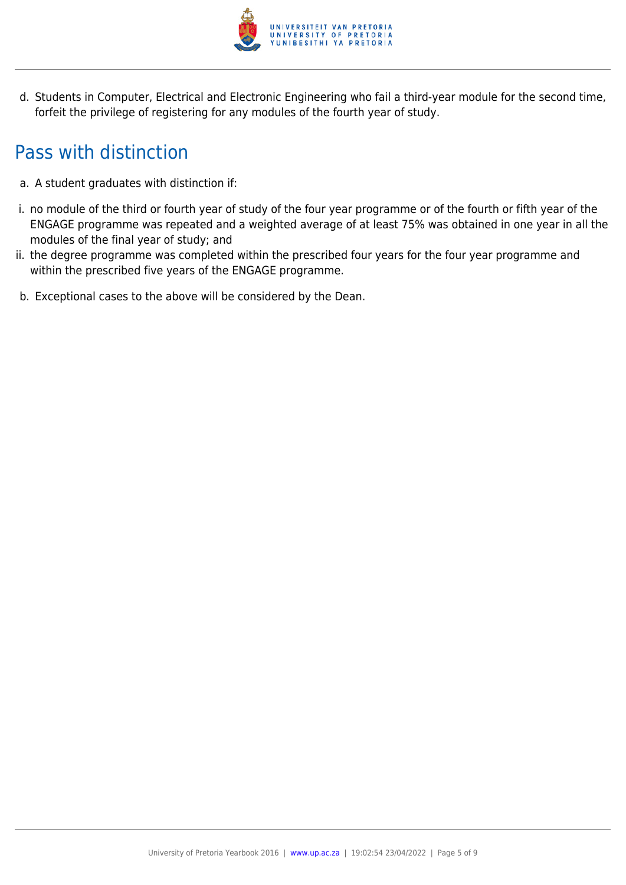d. Students in Computer, Electrical and Electronic Engineering who fail a third-year module for the second time, forfeit the privilege of registering for any modules of the fourth year of study.

## Pass with distinction

a. A student graduates with distinction if:

i. no module of the third or fourth year of study of the four year programme or of the fourth or fifth year of the ENGAGE programme was repeated and a weighted average of at least 75% was obtained in one year in all the modules of the final year of study; and

ii. the degree programme was completed within the prescribed four years for the four year programme and within the prescribed five years of the ENGAGE programme.

b. Exceptional cases to the above will be considered by the Dean.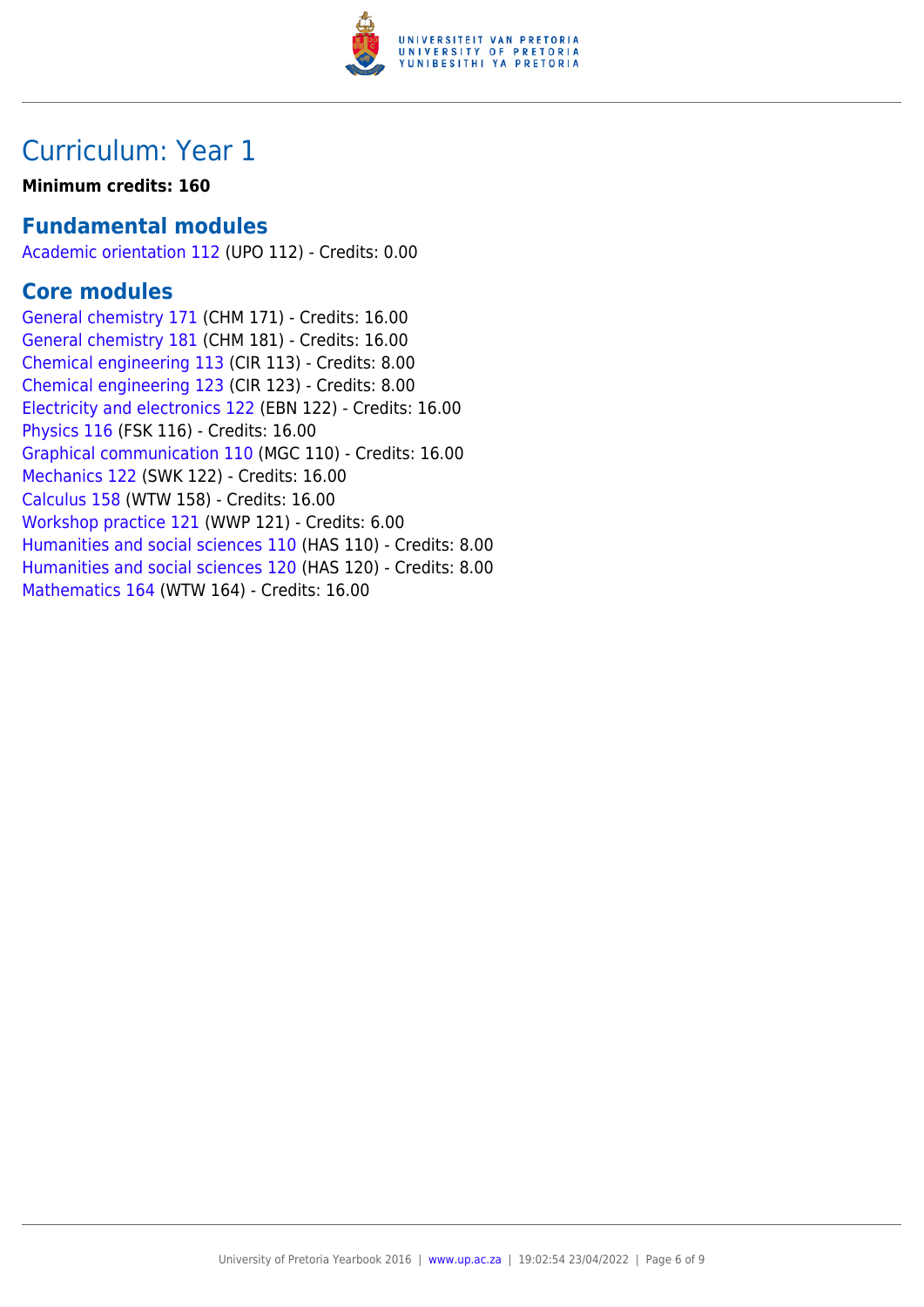# Curriculum: Year 1

**Minimum credits: 160**

## Fundamental modules

Academic orientation 112 (UPO 112) - Credits: 0.00

## Core modules

General chemistry 171 (CHM 171) - Credits: 16.00
General chemistry 181 (CHM 181) - Credits: 16.00
Chemical engineering 113 (CIR 113) - Credits: 8.00
Chemical engineering 123 (CIR 123) - Credits: 8.00
Electricity and electronics 122 (EBN 122) - Credits: 16.00
Physics 116 (FSK 116) - Credits: 16.00
Graphical communication 110 (MGC 110) - Credits: 16.00
Mechanics 122 (SWK 122) - Credits: 16.00
Calculus 158 (WTW 158) - Credits: 16.00
Workshop practice 121 (WWP 121) - Credits: 6.00
Humanities and social sciences 110 (HAS 110) - Credits: 8.00
Humanities and social sciences 120 (HAS 120) - Credits: 8.00
Mathematics 164 (WTW 164) - Credits: 16.00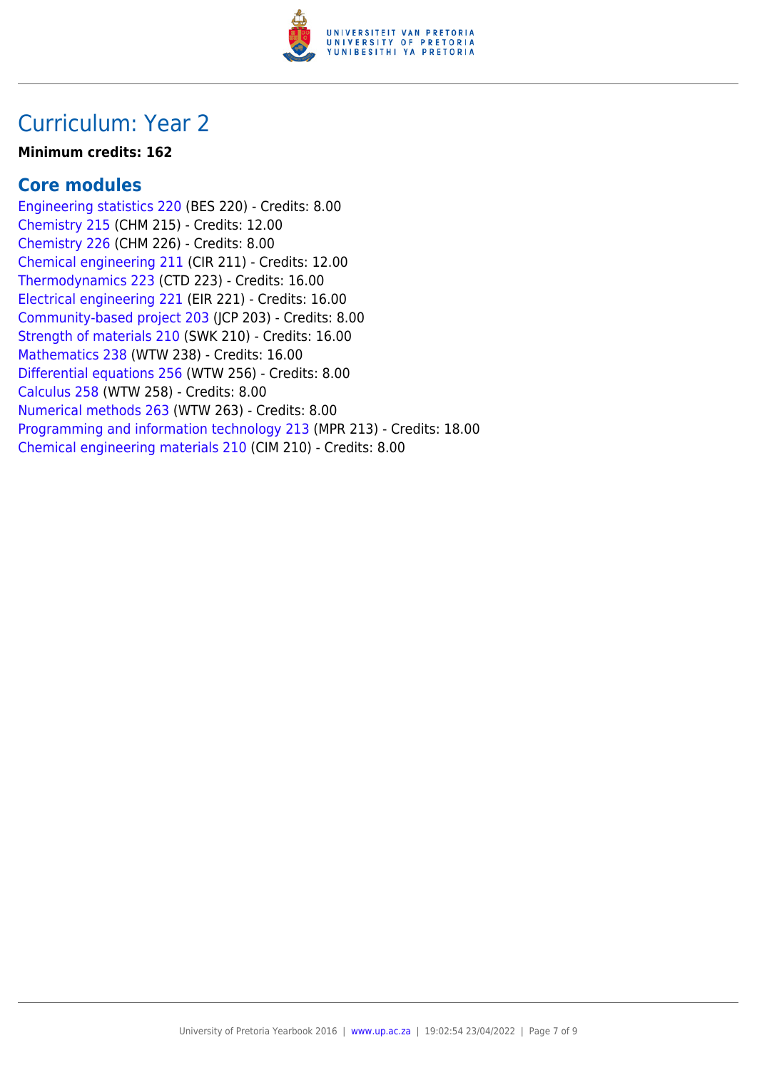# Curriculum: Year 2

**Minimum credits: 162**

## Core modules

Engineering statistics 220 (BES 220) - Credits: 8.00
Chemistry 215 (CHM 215) - Credits: 12.00
Chemistry 226 (CHM 226) - Credits: 8.00
Chemical engineering 211 (CIR 211) - Credits: 12.00
Thermodynamics 223 (CTD 223) - Credits: 16.00
Electrical engineering 221 (EIR 221) - Credits: 16.00
Community-based project 203 (JCP 203) - Credits: 8.00
Strength of materials 210 (SWK 210) - Credits: 16.00
Mathematics 238 (WTW 238) - Credits: 16.00
Differential equations 256 (WTW 256) - Credits: 8.00
Calculus 258 (WTW 258) - Credits: 8.00
Numerical methods 263 (WTW 263) - Credits: 8.00
Programming and information technology 213 (MPR 213) - Credits: 18.00
Chemical engineering materials 210 (CIM 210) - Credits: 8.00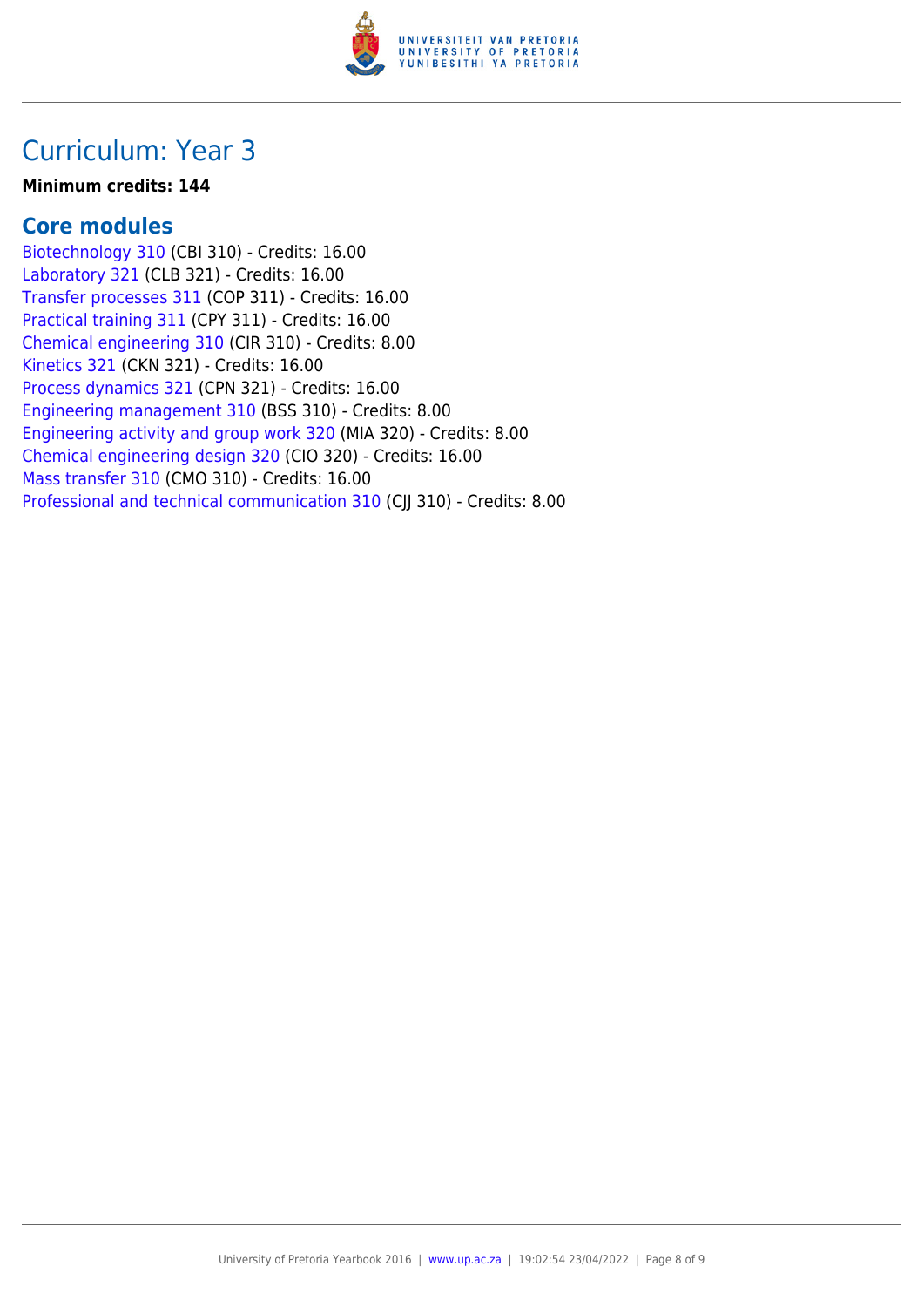# Curriculum: Year 3

**Minimum credits: 144**

## Core modules

Biotechnology 310 (CBI 310) - Credits: 16.00
Laboratory 321 (CLB 321) - Credits: 16.00
Transfer processes 311 (COP 311) - Credits: 16.00
Practical training 311 (CPY 311) - Credits: 16.00
Chemical engineering 310 (CIR 310) - Credits: 8.00
Kinetics 321 (CKN 321) - Credits: 16.00
Process dynamics 321 (CPN 321) - Credits: 16.00
Engineering management 310 (BSS 310) - Credits: 8.00
Engineering activity and group work 320 (MIA 320) - Credits: 8.00
Chemical engineering design 320 (CIO 320) - Credits: 16.00
Mass transfer 310 (CMO 310) - Credits: 16.00
Professional and technical communication 310 (CJJ 310) - Credits: 8.00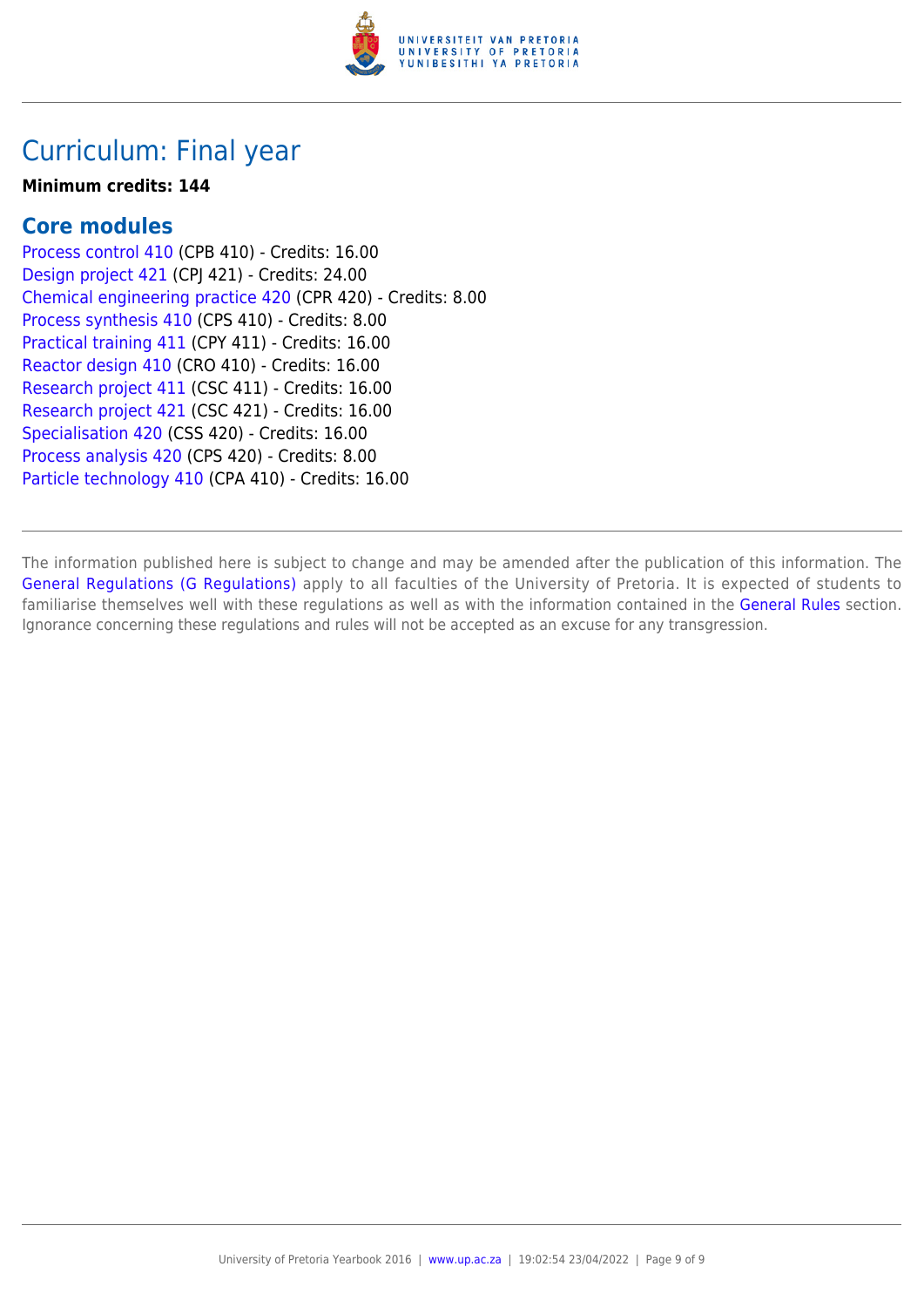# Curriculum: Final year

**Minimum credits: 144**

## Core modules

Process control 410 (CPB 410) - Credits: 16.00
Design project 421 (CPJ 421) - Credits: 24.00
Chemical engineering practice 420 (CPR 420) - Credits: 8.00
Process synthesis 410 (CPS 410) - Credits: 8.00
Practical training 411 (CPY 411) - Credits: 16.00
Reactor design 410 (CRO 410) - Credits: 16.00
Research project 411 (CSC 411) - Credits: 16.00
Research project 421 (CSC 421) - Credits: 16.00
Specialisation 420 (CSS 420) - Credits: 16.00
Process analysis 420 (CPS 420) - Credits: 8.00
Particle technology 410 (CPA 410) - Credits: 16.00

The information published here is subject to change and may be amended after the publication of this information. The General Regulations (G Regulations) apply to all faculties of the University of Pretoria. It is expected of students to familiarise themselves well with these regulations as well as with the information contained in the General Rules section. Ignorance concerning these regulations and rules will not be accepted as an excuse for any transgression.